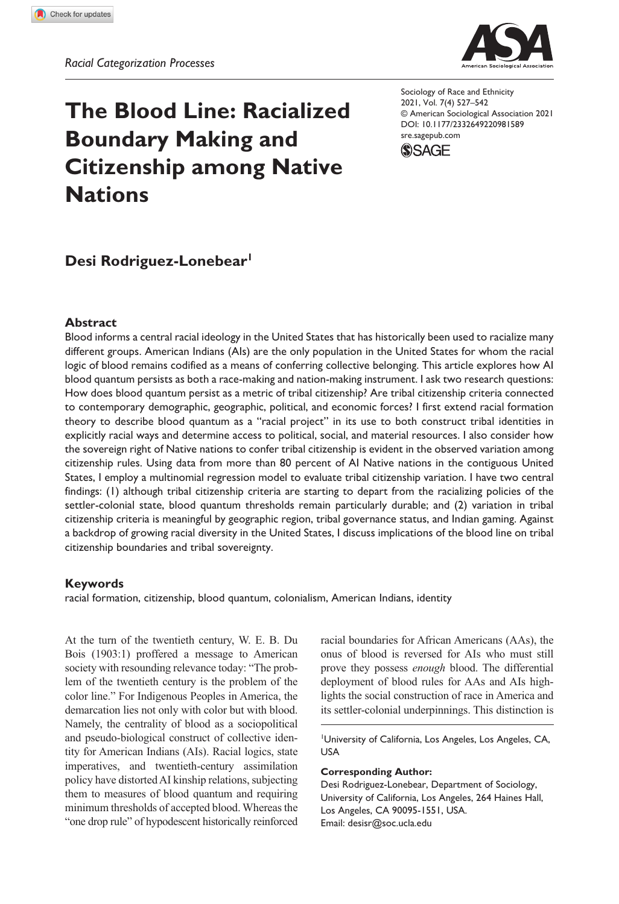*Racial Categorization Processes*

# The Blood Line: Racialized Boundary Making and Citizenship among Native Nations

Sociology of Race and Ethnicity
2021, Vol. 7(4) 527–542
© American Sociological Association 2021
DOI: 10.1177/2332649220981589
sre.sagepub.com

**Desi Rodriguez-Lonebear**[1]

## Abstract

Blood informs a central racial ideology in the United States that has historically been used to racialize many different groups. American Indians (AIs) are the only population in the United States for whom the racial logic of blood remains codified as a means of conferring collective belonging. This article explores how AI blood quantum persists as both a race-making and nation-making instrument. I ask two research questions: How does blood quantum persist as a metric of tribal citizenship? Are tribal citizenship criteria connected to contemporary demographic, geographic, political, and economic forces? I first extend racial formation theory to describe blood quantum as a "racial project" in its use to both construct tribal identities in explicitly racial ways and determine access to political, social, and material resources. I also consider how the sovereign right of Native nations to confer tribal citizenship is evident in the observed variation among citizenship rules. Using data from more than 80 percent of AI Native nations in the contiguous United States, I employ a multinomial regression model to evaluate tribal citizenship variation. I have two central findings: (1) although tribal citizenship criteria are starting to depart from the racializing policies of the settler-colonial state, blood quantum thresholds remain particularly durable; and (2) variation in tribal citizenship criteria is meaningful by geographic region, tribal governance status, and Indian gaming. Against a backdrop of growing racial diversity in the United States, I discuss implications of the blood line on tribal citizenship boundaries and tribal sovereignty.

## Keywords

racial formation, citizenship, blood quantum, colonialism, American Indians, identity

At the turn of the twentieth century, W. E. B. Du Bois (1903:1) proffered a message to American society with resounding relevance today: "The problem of the twentieth century is the problem of the color line." For Indigenous Peoples in America, the demarcation lies not only with color but with blood. Namely, the centrality of blood as a sociopolitical and pseudo-biological construct of collective identity for American Indians (AIs). Racial logics, state imperatives, and twentieth-century assimilation policy have distorted AI kinship relations, subjecting them to measures of blood quantum and requiring minimum thresholds of accepted blood. Whereas the "one drop rule" of hypodescent historically reinforced racial boundaries for African Americans (AAs), the onus of blood is reversed for AIs who must still prove they possess *enough* blood. The differential deployment of blood rules for AAs and AIs highlights the social construction of race in America and its settler-colonial underpinnings. This distinction is

[1]University of California, Los Angeles, Los Angeles, CA, USA

**Corresponding Author:**
Desi Rodriguez-Lonebear, Department of Sociology, University of California, Los Angeles, 264 Haines Hall, Los Angeles, CA 90095-1551, USA.
Email: desisr@soc.ucla.edu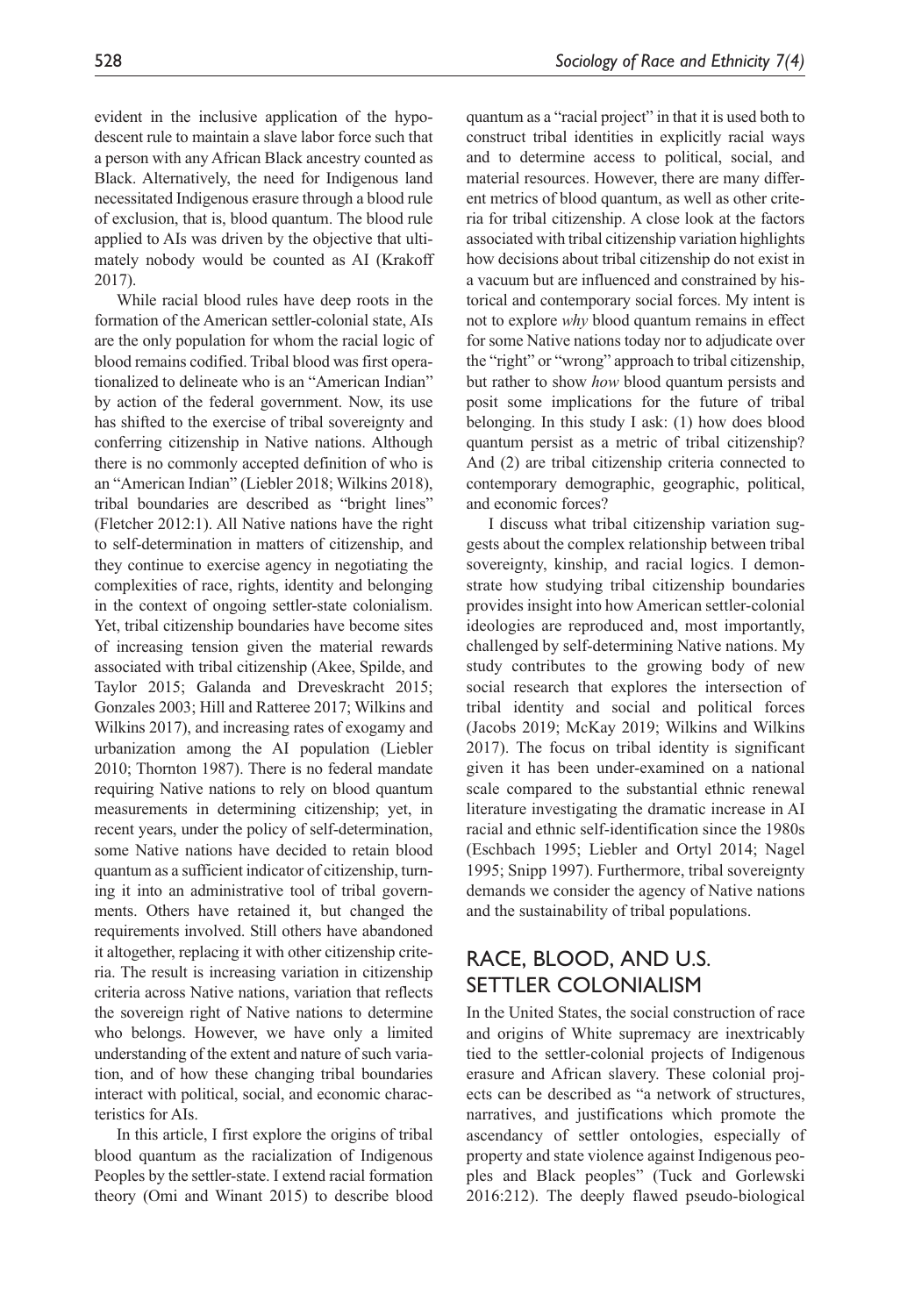evident in the inclusive application of the hypodescent rule to maintain a slave labor force such that a person with any African Black ancestry counted as Black. Alternatively, the need for Indigenous land necessitated Indigenous erasure through a blood rule of exclusion, that is, blood quantum. The blood rule applied to AIs was driven by the objective that ultimately nobody would be counted as AI (Krakoff 2017).

While racial blood rules have deep roots in the formation of the American settler-colonial state, AIs are the only population for whom the racial logic of blood remains codified. Tribal blood was first operationalized to delineate who is an "American Indian" by action of the federal government. Now, its use has shifted to the exercise of tribal sovereignty and conferring citizenship in Native nations. Although there is no commonly accepted definition of who is an "American Indian" (Liebler 2018; Wilkins 2018), tribal boundaries are described as "bright lines" (Fletcher 2012:1). All Native nations have the right to self-determination in matters of citizenship, and they continue to exercise agency in negotiating the complexities of race, rights, identity and belonging in the context of ongoing settler-state colonialism. Yet, tribal citizenship boundaries have become sites of increasing tension given the material rewards associated with tribal citizenship (Akee, Spilde, and Taylor 2015; Galanda and Dreveskracht 2015; Gonzales 2003; Hill and Ratteree 2017; Wilkins and Wilkins 2017), and increasing rates of exogamy and urbanization among the AI population (Liebler 2010; Thornton 1987). There is no federal mandate requiring Native nations to rely on blood quantum measurements in determining citizenship; yet, in recent years, under the policy of self-determination, some Native nations have decided to retain blood quantum as a sufficient indicator of citizenship, turning it into an administrative tool of tribal governments. Others have retained it, but changed the requirements involved. Still others have abandoned it altogether, replacing it with other citizenship criteria. The result is increasing variation in citizenship criteria across Native nations, variation that reflects the sovereign right of Native nations to determine who belongs. However, we have only a limited understanding of the extent and nature of such variation, and of how these changing tribal boundaries interact with political, social, and economic characteristics for AIs.

In this article, I first explore the origins of tribal blood quantum as the racialization of Indigenous Peoples by the settler-state. I extend racial formation theory (Omi and Winant 2015) to describe blood quantum as a "racial project" in that it is used both to construct tribal identities in explicitly racial ways and to determine access to political, social, and material resources. However, there are many different metrics of blood quantum, as well as other criteria for tribal citizenship. A close look at the factors associated with tribal citizenship variation highlights how decisions about tribal citizenship do not exist in a vacuum but are influenced and constrained by historical and contemporary social forces. My intent is not to explore *why* blood quantum remains in effect for some Native nations today nor to adjudicate over the "right" or "wrong" approach to tribal citizenship, but rather to show *how* blood quantum persists and posit some implications for the future of tribal belonging. In this study I ask: (1) how does blood quantum persist as a metric of tribal citizenship? And (2) are tribal citizenship criteria connected to contemporary demographic, geographic, political, and economic forces?

I discuss what tribal citizenship variation suggests about the complex relationship between tribal sovereignty, kinship, and racial logics. I demonstrate how studying tribal citizenship boundaries provides insight into how American settler-colonial ideologies are reproduced and, most importantly, challenged by self-determining Native nations. My study contributes to the growing body of new social research that explores the intersection of tribal identity and social and political forces (Jacobs 2019; McKay 2019; Wilkins and Wilkins 2017). The focus on tribal identity is significant given it has been under-examined on a national scale compared to the substantial ethnic renewal literature investigating the dramatic increase in AI racial and ethnic self-identification since the 1980s (Eschbach 1995; Liebler and Ortyl 2014; Nagel 1995; Snipp 1997). Furthermore, tribal sovereignty demands we consider the agency of Native nations and the sustainability of tribal populations.

## RACE, BLOOD, AND U.S. SETTLER COLONIALISM

In the United States, the social construction of race and origins of White supremacy are inextricably tied to the settler-colonial projects of Indigenous erasure and African slavery. These colonial projects can be described as "a network of structures, narratives, and justifications which promote the ascendancy of settler ontologies, especially of property and state violence against Indigenous peoples and Black peoples" (Tuck and Gorlewski 2016:212). The deeply flawed pseudo-biological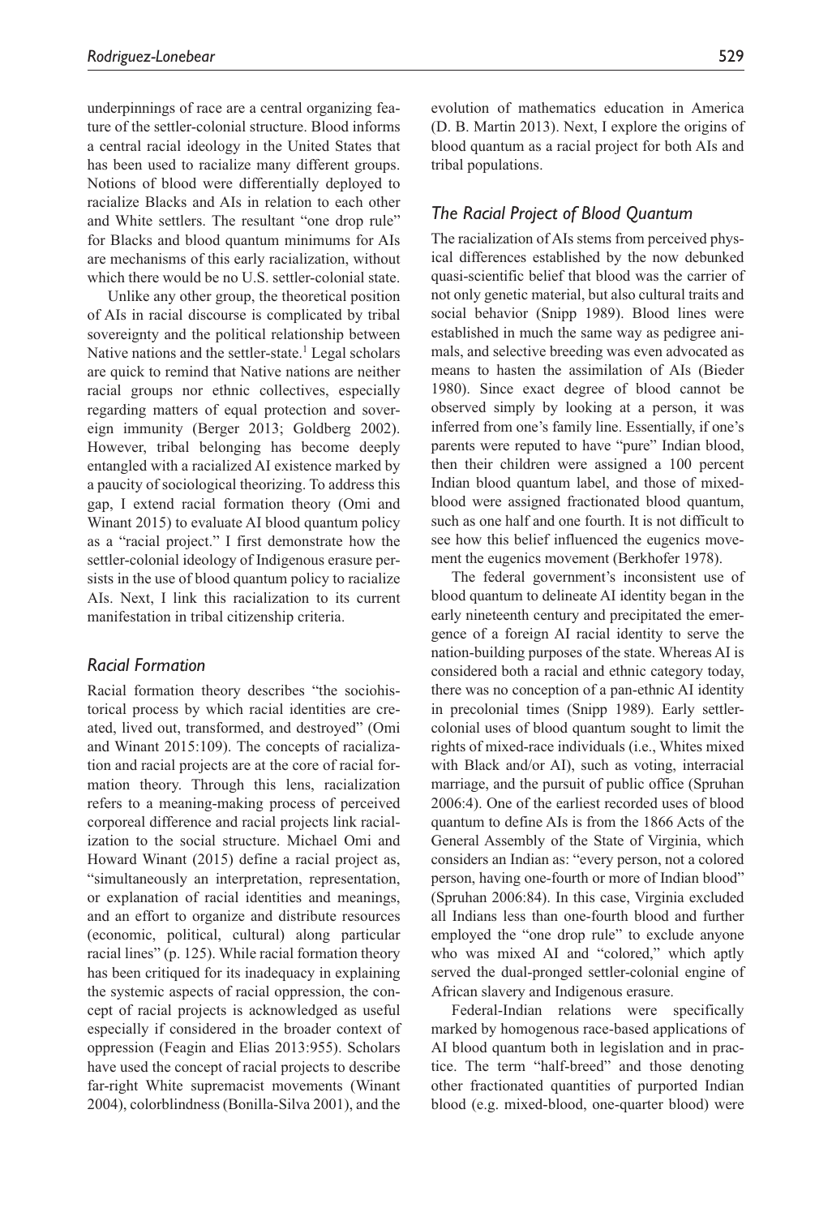underpinnings of race are a central organizing feature of the settler-colonial structure. Blood informs a central racial ideology in the United States that has been used to racialize many different groups. Notions of blood were differentially deployed to racialize Blacks and AIs in relation to each other and White settlers. The resultant "one drop rule" for Blacks and blood quantum minimums for AIs are mechanisms of this early racialization, without which there would be no U.S. settler-colonial state.

Unlike any other group, the theoretical position of AIs in racial discourse is complicated by tribal sovereignty and the political relationship between Native nations and the settler-state.[1] Legal scholars are quick to remind that Native nations are neither racial groups nor ethnic collectives, especially regarding matters of equal protection and sovereign immunity (Berger 2013; Goldberg 2002). However, tribal belonging has become deeply entangled with a racialized AI existence marked by a paucity of sociological theorizing. To address this gap, I extend racial formation theory (Omi and Winant 2015) to evaluate AI blood quantum policy as a "racial project." I first demonstrate how the settler-colonial ideology of Indigenous erasure persists in the use of blood quantum policy to racialize AIs. Next, I link this racialization to its current manifestation in tribal citizenship criteria.

### *Racial Formation*

Racial formation theory describes "the sociohistorical process by which racial identities are created, lived out, transformed, and destroyed" (Omi and Winant 2015:109). The concepts of racialization and racial projects are at the core of racial formation theory. Through this lens, racialization refers to a meaning-making process of perceived corporeal difference and racial projects link racialization to the social structure. Michael Omi and Howard Winant (2015) define a racial project as, "simultaneously an interpretation, representation, or explanation of racial identities and meanings, and an effort to organize and distribute resources (economic, political, cultural) along particular racial lines" (p. 125). While racial formation theory has been critiqued for its inadequacy in explaining the systemic aspects of racial oppression, the concept of racial projects is acknowledged as useful especially if considered in the broader context of oppression (Feagin and Elias 2013:955). Scholars have used the concept of racial projects to describe far-right White supremacist movements (Winant 2004), colorblindness (Bonilla-Silva 2001), and the evolution of mathematics education in America (D. B. Martin 2013). Next, I explore the origins of blood quantum as a racial project for both AIs and tribal populations.

### *The Racial Project of Blood Quantum*

The racialization of AIs stems from perceived physical differences established by the now debunked quasi-scientific belief that blood was the carrier of not only genetic material, but also cultural traits and social behavior (Snipp 1989). Blood lines were established in much the same way as pedigree animals, and selective breeding was even advocated as means to hasten the assimilation of AIs (Bieder 1980). Since exact degree of blood cannot be observed simply by looking at a person, it was inferred from one's family line. Essentially, if one's parents were reputed to have "pure" Indian blood, then their children were assigned a 100 percent Indian blood quantum label, and those of mixed-blood were assigned fractionated blood quantum, such as one half and one fourth. It is not difficult to see how this belief influenced the eugenics movement the eugenics movement (Berkhofer 1978).

The federal government's inconsistent use of blood quantum to delineate AI identity began in the early nineteenth century and precipitated the emergence of a foreign AI racial identity to serve the nation-building purposes of the state. Whereas AI is considered both a racial and ethnic category today, there was no conception of a pan-ethnic AI identity in precolonial times (Snipp 1989). Early settler-colonial uses of blood quantum sought to limit the rights of mixed-race individuals (i.e., Whites mixed with Black and/or AI), such as voting, interracial marriage, and the pursuit of public office (Spruhan 2006:4). One of the earliest recorded uses of blood quantum to define AIs is from the 1866 Acts of the General Assembly of the State of Virginia, which considers an Indian as: "every person, not a colored person, having one-fourth or more of Indian blood" (Spruhan 2006:84). In this case, Virginia excluded all Indians less than one-fourth blood and further employed the "one drop rule" to exclude anyone who was mixed AI and "colored," which aptly served the dual-pronged settler-colonial engine of African slavery and Indigenous erasure.

Federal-Indian relations were specifically marked by homogenous race-based applications of AI blood quantum both in legislation and in practice. The term "half-breed" and those denoting other fractionated quantities of purported Indian blood (e.g. mixed-blood, one-quarter blood) were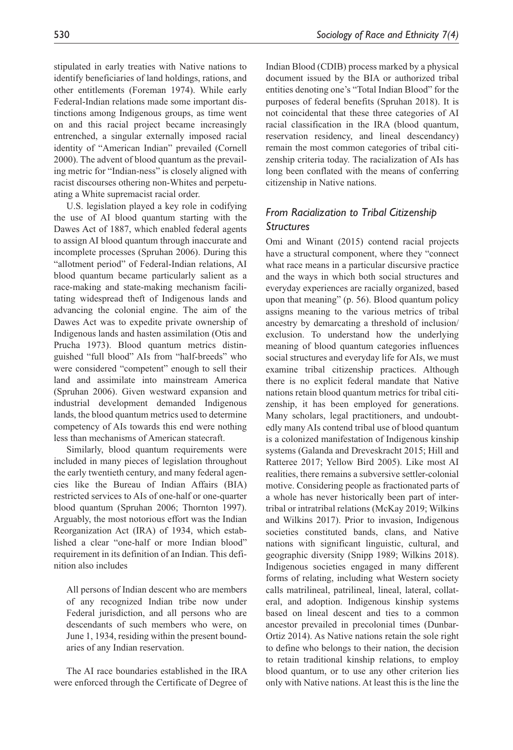stipulated in early treaties with Native nations to identify beneficiaries of land holdings, rations, and other entitlements (Foreman 1974). While early Federal-Indian relations made some important distinctions among Indigenous groups, as time went on and this racial project became increasingly entrenched, a singular externally imposed racial identity of "American Indian" prevailed (Cornell 2000). The advent of blood quantum as the prevailing metric for "Indian-ness" is closely aligned with racist discourses othering non-Whites and perpetuating a White supremacist racial order.

U.S. legislation played a key role in codifying the use of AI blood quantum starting with the Dawes Act of 1887, which enabled federal agents to assign AI blood quantum through inaccurate and incomplete processes (Spruhan 2006). During this "allotment period" of Federal-Indian relations, AI blood quantum became particularly salient as a race-making and state-making mechanism facilitating widespread theft of Indigenous lands and advancing the colonial engine. The aim of the Dawes Act was to expedite private ownership of Indigenous lands and hasten assimilation (Otis and Prucha 1973). Blood quantum metrics distinguished "full blood" AIs from "half-breeds" who were considered "competent" enough to sell their land and assimilate into mainstream America (Spruhan 2006). Given westward expansion and industrial development demanded Indigenous lands, the blood quantum metrics used to determine competency of AIs towards this end were nothing less than mechanisms of American statecraft.

Similarly, blood quantum requirements were included in many pieces of legislation throughout the early twentieth century, and many federal agencies like the Bureau of Indian Affairs (BIA) restricted services to AIs of one-half or one-quarter blood quantum (Spruhan 2006; Thornton 1997). Arguably, the most notorious effort was the Indian Reorganization Act (IRA) of 1934, which established a clear "one-half or more Indian blood" requirement in its definition of an Indian. This definition also includes

> All persons of Indian descent who are members of any recognized Indian tribe now under Federal jurisdiction, and all persons who are descendants of such members who were, on June 1, 1934, residing within the present boundaries of any Indian reservation.

The AI race boundaries established in the IRA were enforced through the Certificate of Degree of Indian Blood (CDIB) process marked by a physical document issued by the BIA or authorized tribal entities denoting one's "Total Indian Blood" for the purposes of federal benefits (Spruhan 2018). It is not coincidental that these three categories of AI racial classification in the IRA (blood quantum, reservation residency, and lineal descendancy) remain the most common categories of tribal citizenship criteria today. The racialization of AIs has long been conflated with the means of conferring citizenship in Native nations.

## *From Racialization to Tribal Citizenship Structures*

Omi and Winant (2015) contend racial projects have a structural component, where they "connect what race means in a particular discursive practice and the ways in which both social structures and everyday experiences are racially organized, based upon that meaning" (p. 56). Blood quantum policy assigns meaning to the various metrics of tribal ancestry by demarcating a threshold of inclusion/exclusion. To understand how the underlying meaning of blood quantum categories influences social structures and everyday life for AIs, we must examine tribal citizenship practices. Although there is no explicit federal mandate that Native nations retain blood quantum metrics for tribal citizenship, it has been employed for generations. Many scholars, legal practitioners, and undoubtedly many AIs contend tribal use of blood quantum is a colonized manifestation of Indigenous kinship systems (Galanda and Dreveskracht 2015; Hill and Ratteree 2017; Yellow Bird 2005). Like most AI realities, there remains a subversive settler-colonial motive. Considering people as fractionated parts of a whole has never historically been part of intertribal or intratribal relations (McKay 2019; Wilkins and Wilkins 2017). Prior to invasion, Indigenous societies constituted bands, clans, and Native nations with significant linguistic, cultural, and geographic diversity (Snipp 1989; Wilkins 2018). Indigenous societies engaged in many different forms of relating, including what Western society calls matrilineal, patrilineal, lineal, lateral, collateral, and adoption. Indigenous kinship systems based on lineal descent and ties to a common ancestor prevailed in precolonial times (Dunbar-Ortiz 2014). As Native nations retain the sole right to define who belongs to their nation, the decision to retain traditional kinship relations, to employ blood quantum, or to use any other criterion lies only with Native nations. At least this is the line the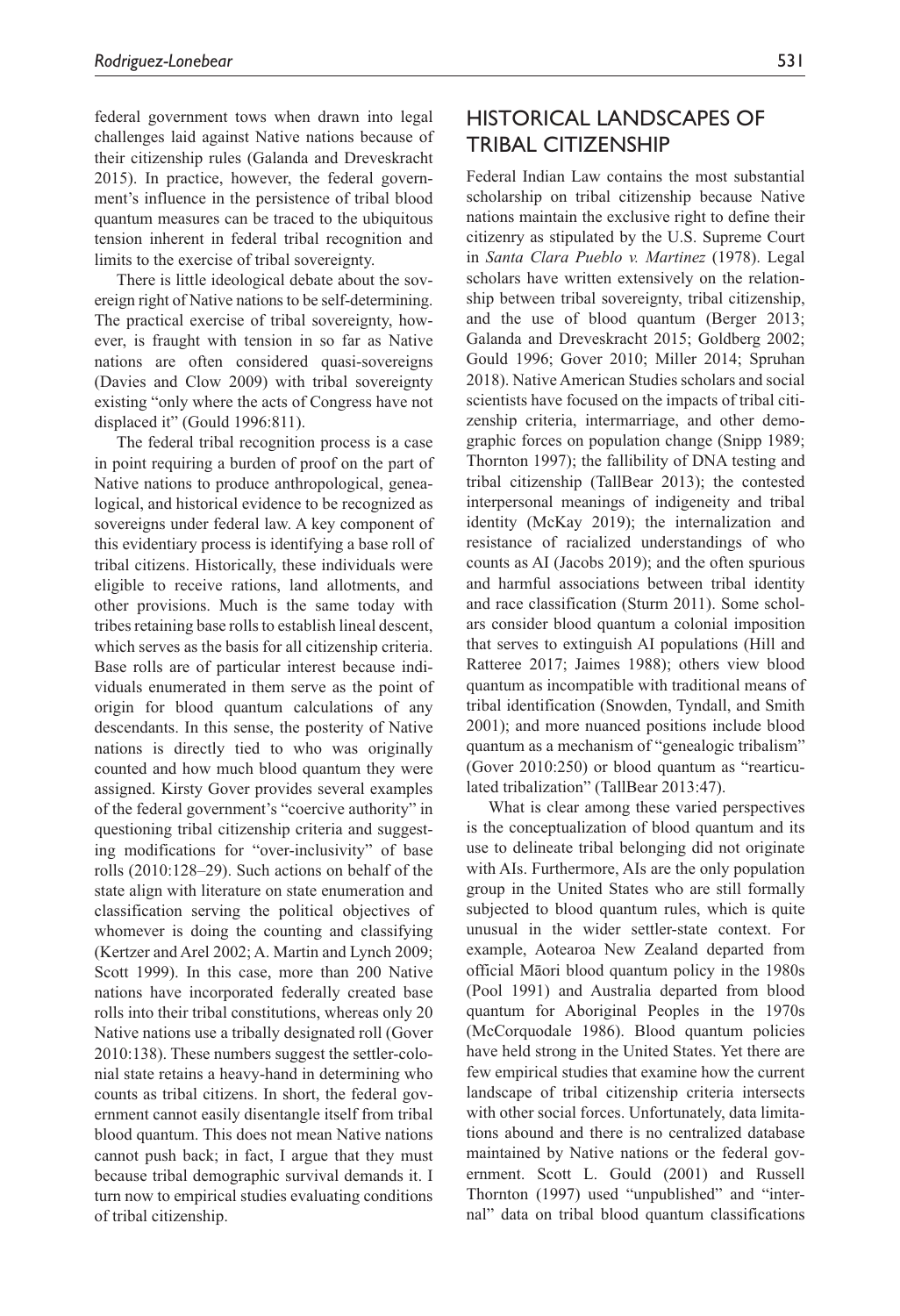federal government tows when drawn into legal challenges laid against Native nations because of their citizenship rules (Galanda and Dreveskracht 2015). In practice, however, the federal government's influence in the persistence of tribal blood quantum measures can be traced to the ubiquitous tension inherent in federal tribal recognition and limits to the exercise of tribal sovereignty.

There is little ideological debate about the sovereign right of Native nations to be self-determining. The practical exercise of tribal sovereignty, however, is fraught with tension in so far as Native nations are often considered quasi-sovereigns (Davies and Clow 2009) with tribal sovereignty existing "only where the acts of Congress have not displaced it" (Gould 1996:811).

The federal tribal recognition process is a case in point requiring a burden of proof on the part of Native nations to produce anthropological, genealogical, and historical evidence to be recognized as sovereigns under federal law. A key component of this evidentiary process is identifying a base roll of tribal citizens. Historically, these individuals were eligible to receive rations, land allotments, and other provisions. Much is the same today with tribes retaining base rolls to establish lineal descent, which serves as the basis for all citizenship criteria. Base rolls are of particular interest because individuals enumerated in them serve as the point of origin for blood quantum calculations of any descendants. In this sense, the posterity of Native nations is directly tied to who was originally counted and how much blood quantum they were assigned. Kirsty Gover provides several examples of the federal government's "coercive authority" in questioning tribal citizenship criteria and suggesting modifications for "over-inclusivity" of base rolls (2010:128–29). Such actions on behalf of the state align with literature on state enumeration and classification serving the political objectives of whomever is doing the counting and classifying (Kertzer and Arel 2002; A. Martin and Lynch 2009; Scott 1999). In this case, more than 200 Native nations have incorporated federally created base rolls into their tribal constitutions, whereas only 20 Native nations use a tribally designated roll (Gover 2010:138). These numbers suggest the settler-colonial state retains a heavy-hand in determining who counts as tribal citizens. In short, the federal government cannot easily disentangle itself from tribal blood quantum. This does not mean Native nations cannot push back; in fact, I argue that they must because tribal demographic survival demands it. I turn now to empirical studies evaluating conditions of tribal citizenship.

## Historical Landscapes of Tribal Citizenship

Federal Indian Law contains the most substantial scholarship on tribal citizenship because Native nations maintain the exclusive right to define their citizenry as stipulated by the U.S. Supreme Court in *Santa Clara Pueblo v. Martinez* (1978). Legal scholars have written extensively on the relationship between tribal sovereignty, tribal citizenship, and the use of blood quantum (Berger 2013; Galanda and Dreveskracht 2015; Goldberg 2002; Gould 1996; Gover 2010; Miller 2014; Spruhan 2018). Native American Studies scholars and social scientists have focused on the impacts of tribal citizenship criteria, intermarriage, and other demographic forces on population change (Snipp 1989; Thornton 1997); the fallibility of DNA testing and tribal citizenship (TallBear 2013); the contested interpersonal meanings of indigeneity and tribal identity (McKay 2019); the internalization and resistance of racialized understandings of who counts as AI (Jacobs 2019); and the often spurious and harmful associations between tribal identity and race classification (Sturm 2011). Some scholars consider blood quantum a colonial imposition that serves to extinguish AI populations (Hill and Ratteree 2017; Jaimes 1988); others view blood quantum as incompatible with traditional means of tribal identification (Snowden, Tyndall, and Smith 2001); and more nuanced positions include blood quantum as a mechanism of "genealogic tribalism" (Gover 2010:250) or blood quantum as "rearticulated tribalization" (TallBear 2013:47).

What is clear among these varied perspectives is the conceptualization of blood quantum and its use to delineate tribal belonging did not originate with AIs. Furthermore, AIs are the only population group in the United States who are still formally subjected to blood quantum rules, which is quite unusual in the wider settler-state context. For example, Aotearoa New Zealand departed from official Māori blood quantum policy in the 1980s (Pool 1991) and Australia departed from blood quantum for Aboriginal Peoples in the 1970s (McCorquodale 1986). Blood quantum policies have held strong in the United States. Yet there are few empirical studies that examine how the current landscape of tribal citizenship criteria intersects with other social forces. Unfortunately, data limitations abound and there is no centralized database maintained by Native nations or the federal government. Scott L. Gould (2001) and Russell Thornton (1997) used "unpublished" and "internal" data on tribal blood quantum classifications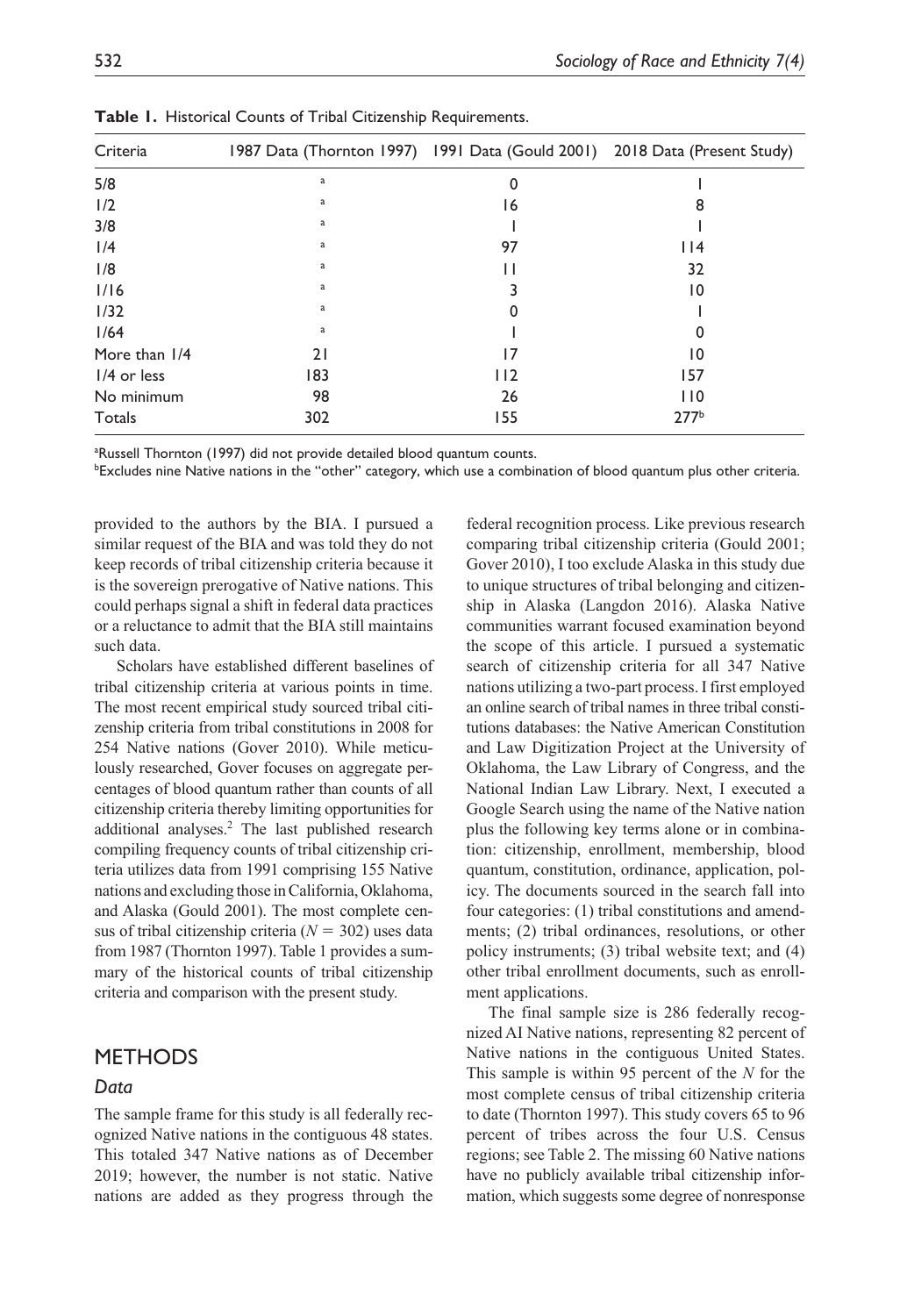**Table 1.** Historical Counts of Tribal Citizenship Requirements.

| Criteria | 1987 Data (Thornton 1997) | 1991 Data (Gould 2001) | 2018 Data (Present Study) |
|---|---|---|---|
| 5/8 | [a] | 0 | 1 |
| 1/2 | [a] | 16 | 8 |
| 3/8 | [a] | 1 | 1 |
| 1/4 | [a] | 97 | 114 |
| 1/8 | [a] | 11 | 32 |
| 1/16 | [a] | 3 | 10 |
| 1/32 | [a] | 0 | 1 |
| 1/64 | [a] | 1 | 0 |
| More than 1/4 | 21 | 17 | 10 |
| 1/4 or less | 183 | 112 | 157 |
| No minimum | 98 | 26 | 110 |
| Totals | 302 | 155 | 277[b] |

[a]Russell Thornton (1997) did not provide detailed blood quantum counts.
[b]Excludes nine Native nations in the "other" category, which use a combination of blood quantum plus other criteria.

provided to the authors by the BIA. I pursued a similar request of the BIA and was told they do not keep records of tribal citizenship criteria because it is the sovereign prerogative of Native nations. This could perhaps signal a shift in federal data practices or a reluctance to admit that the BIA still maintains such data.

Scholars have established different baselines of tribal citizenship criteria at various points in time. The most recent empirical study sourced tribal citizenship criteria from tribal constitutions in 2008 for 254 Native nations (Gover 2010). While meticulously researched, Gover focuses on aggregate percentages of blood quantum rather than counts of all citizenship criteria thereby limiting opportunities for additional analyses.[2] The last published research compiling frequency counts of tribal citizenship criteria utilizes data from 1991 comprising 155 Native nations and excluding those in California, Oklahoma, and Alaska (Gould 2001). The most complete census of tribal citizenship criteria ($N = 302$) uses data from 1987 (Thornton 1997). Table 1 provides a summary of the historical counts of tribal citizenship criteria and comparison with the present study.

## METHODS

### *Data*

The sample frame for this study is all federally recognized Native nations in the contiguous 48 states. This totaled 347 Native nations as of December 2019; however, the number is not static. Native nations are added as they progress through the federal recognition process. Like previous research comparing tribal citizenship criteria (Gould 2001; Gover 2010), I too exclude Alaska in this study due to unique structures of tribal belonging and citizenship in Alaska (Langdon 2016). Alaska Native communities warrant focused examination beyond the scope of this article. I pursued a systematic search of citizenship criteria for all 347 Native nations utilizing a two-part process. I first employed an online search of tribal names in three tribal constitutions databases: the Native American Constitution and Law Digitization Project at the University of Oklahoma, the Law Library of Congress, and the National Indian Law Library. Next, I executed a Google Search using the name of the Native nation plus the following key terms alone or in combination: citizenship, enrollment, membership, blood quantum, constitution, ordinance, application, policy. The documents sourced in the search fall into four categories: (1) tribal constitutions and amendments; (2) tribal ordinances, resolutions, or other policy instruments; (3) tribal website text; and (4) other tribal enrollment documents, such as enrollment applications.

The final sample size is 286 federally recognized AI Native nations, representing 82 percent of Native nations in the contiguous United States. This sample is within 95 percent of the *N* for the most complete census of tribal citizenship criteria to date (Thornton 1997). This study covers 65 to 96 percent of tribes across the four U.S. Census regions; see Table 2. The missing 60 Native nations have no publicly available tribal citizenship information, which suggests some degree of nonresponse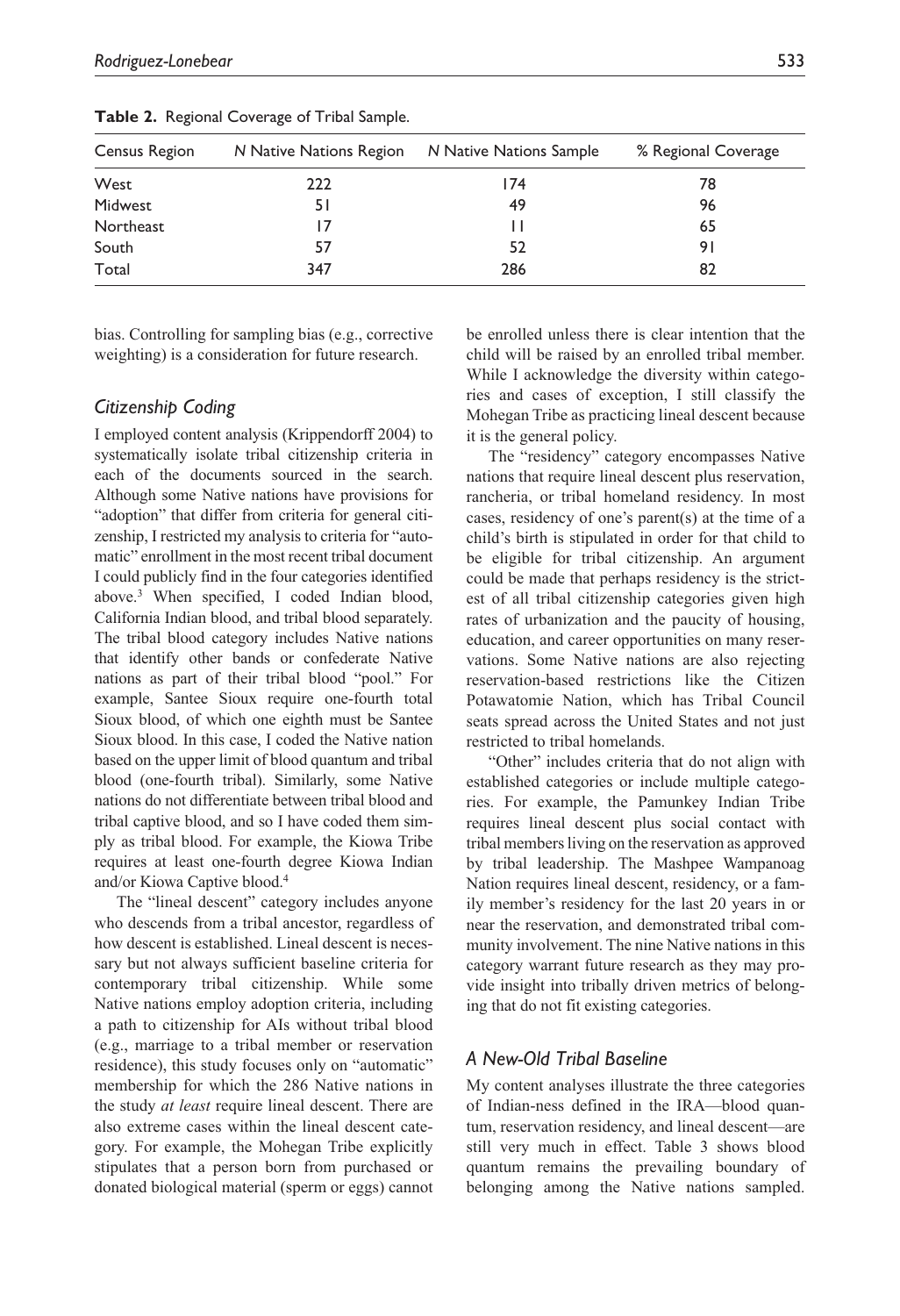**Table 2.** Regional Coverage of Tribal Sample.

| Census Region | N Native Nations Region | N Native Nations Sample | % Regional Coverage |
|---|---|---|---|
| West | 222 | 174 | 78 |
| Midwest | 51 | 49 | 96 |
| Northeast | 17 | 11 | 65 |
| South | 57 | 52 | 91 |
| Total | 347 | 286 | 82 |

bias. Controlling for sampling bias (e.g., corrective weighting) is a consideration for future research.

### Citizenship Coding

I employed content analysis (Krippendorff 2004) to systematically isolate tribal citizenship criteria in each of the documents sourced in the search. Although some Native nations have provisions for "adoption" that differ from criteria for general citizenship, I restricted my analysis to criteria for "automatic" enrollment in the most recent tribal document I could publicly find in the four categories identified above.[3] When specified, I coded Indian blood, California Indian blood, and tribal blood separately. The tribal blood category includes Native nations that identify other bands or confederate Native nations as part of their tribal blood "pool." For example, Santee Sioux require one-fourth total Sioux blood, of which one eighth must be Santee Sioux blood. In this case, I coded the Native nation based on the upper limit of blood quantum and tribal blood (one-fourth tribal). Similarly, some Native nations do not differentiate between tribal blood and tribal captive blood, and so I have coded them simply as tribal blood. For example, the Kiowa Tribe requires at least one-fourth degree Kiowa Indian and/or Kiowa Captive blood.[4]

The "lineal descent" category includes anyone who descends from a tribal ancestor, regardless of how descent is established. Lineal descent is necessary but not always sufficient baseline criteria for contemporary tribal citizenship. While some Native nations employ adoption criteria, including a path to citizenship for AIs without tribal blood (e.g., marriage to a tribal member or reservation residence), this study focuses only on "automatic" membership for which the 286 Native nations in the study *at least* require lineal descent. There are also extreme cases within the lineal descent category. For example, the Mohegan Tribe explicitly stipulates that a person born from purchased or donated biological material (sperm or eggs) cannot be enrolled unless there is clear intention that the child will be raised by an enrolled tribal member. While I acknowledge the diversity within categories and cases of exception, I still classify the Mohegan Tribe as practicing lineal descent because it is the general policy.

The "residency" category encompasses Native nations that require lineal descent plus reservation, rancheria, or tribal homeland residency. In most cases, residency of one's parent(s) at the time of a child's birth is stipulated in order for that child to be eligible for tribal citizenship. An argument could be made that perhaps residency is the strictest of all tribal citizenship categories given high rates of urbanization and the paucity of housing, education, and career opportunities on many reservations. Some Native nations are also rejecting reservation-based restrictions like the Citizen Potawatomie Nation, which has Tribal Council seats spread across the United States and not just restricted to tribal homelands.

"Other" includes criteria that do not align with established categories or include multiple categories. For example, the Pamunkey Indian Tribe requires lineal descent plus social contact with tribal members living on the reservation as approved by tribal leadership. The Mashpee Wampanoag Nation requires lineal descent, residency, or a family member's residency for the last 20 years in or near the reservation, and demonstrated tribal community involvement. The nine Native nations in this category warrant future research as they may provide insight into tribally driven metrics of belonging that do not fit existing categories.

### A New-Old Tribal Baseline

My content analyses illustrate the three categories of Indian-ness defined in the IRA—blood quantum, reservation residency, and lineal descent—are still very much in effect. Table 3 shows blood quantum remains the prevailing boundary of belonging among the Native nations sampled.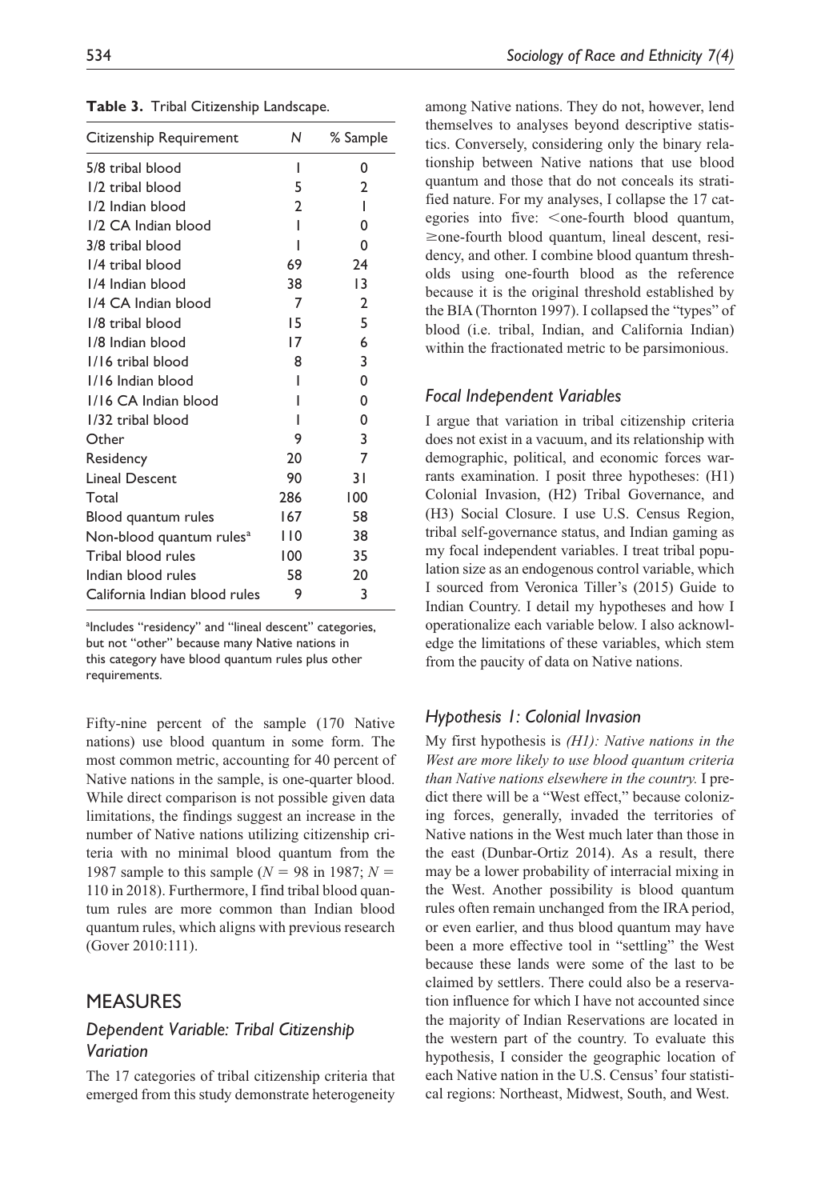**Table 3.** Tribal Citizenship Landscape.

| Citizenship Requirement | N | % Sample |
|---|---|---|
| 5/8 tribal blood | 1 | 0 |
| 1/2 tribal blood | 5 | 2 |
| 1/2 Indian blood | 2 | 1 |
| 1/2 CA Indian blood | 1 | 0 |
| 3/8 tribal blood | 1 | 0 |
| 1/4 tribal blood | 69 | 24 |
| 1/4 Indian blood | 38 | 13 |
| 1/4 CA Indian blood | 7 | 2 |
| 1/8 tribal blood | 15 | 5 |
| 1/8 Indian blood | 17 | 6 |
| 1/16 tribal blood | 8 | 3 |
| 1/16 Indian blood | 1 | 0 |
| 1/16 CA Indian blood | 1 | 0 |
| 1/32 tribal blood | 1 | 0 |
| Other | 9 | 3 |
| Residency | 20 | 7 |
| Lineal Descent | 90 | 31 |
| Total | 286 | 100 |
| Blood quantum rules | 167 | 58 |
| Non-blood quantum rules[a] | 110 | 38 |
| Tribal blood rules | 100 | 35 |
| Indian blood rules | 58 | 20 |
| California Indian blood rules | 9 | 3 |

[a]Includes "residency" and "lineal descent" categories, but not "other" because many Native nations in this category have blood quantum rules plus other requirements.

Fifty-nine percent of the sample (170 Native nations) use blood quantum in some form. The most common metric, accounting for 40 percent of Native nations in the sample, is one-quarter blood. While direct comparison is not possible given data limitations, the findings suggest an increase in the number of Native nations utilizing citizenship criteria with no minimal blood quantum from the 1987 sample to this sample ($N = 98$ in 1987; $N = 110$ in 2018). Furthermore, I find tribal blood quantum rules are more common than Indian blood quantum rules, which aligns with previous research (Gover 2010:111).

## MEASURES

### Dependent Variable: Tribal Citizenship Variation

The 17 categories of tribal citizenship criteria that emerged from this study demonstrate heterogeneity among Native nations. They do not, however, lend themselves to analyses beyond descriptive statistics. Conversely, considering only the binary relationship between Native nations that use blood quantum and those that do not conceals its stratified nature. For my analyses, I collapse the 17 categories into five: <one-fourth blood quantum, ≥one-fourth blood quantum, lineal descent, residency, and other. I combine blood quantum thresholds using one-fourth blood as the reference because it is the original threshold established by the BIA (Thornton 1997). I collapsed the "types" of blood (i.e. tribal, Indian, and California Indian) within the fractionated metric to be parsimonious.

### Focal Independent Variables

I argue that variation in tribal citizenship criteria does not exist in a vacuum, and its relationship with demographic, political, and economic forces warrants examination. I posit three hypotheses: (H1) Colonial Invasion, (H2) Tribal Governance, and (H3) Social Closure. I use U.S. Census Region, tribal self-governance status, and Indian gaming as my focal independent variables. I treat tribal population size as an endogenous control variable, which I sourced from Veronica Tiller's (2015) Guide to Indian Country. I detail my hypotheses and how I operationalize each variable below. I also acknowledge the limitations of these variables, which stem from the paucity of data on Native nations.

### Hypothesis 1: Colonial Invasion

My first hypothesis is *(H1): Native nations in the West are more likely to use blood quantum criteria than Native nations elsewhere in the country.* I predict there will be a "West effect," because colonizing forces, generally, invaded the territories of Native nations in the West much later than those in the east (Dunbar-Ortiz 2014). As a result, there may be a lower probability of interracial mixing in the West. Another possibility is blood quantum rules often remain unchanged from the IRA period, or even earlier, and thus blood quantum may have been a more effective tool in "settling" the West because these lands were some of the last to be claimed by settlers. There could also be a reservation influence for which I have not accounted since the majority of Indian Reservations are located in the western part of the country. To evaluate this hypothesis, I consider the geographic location of each Native nation in the U.S. Census' four statistical regions: Northeast, Midwest, South, and West.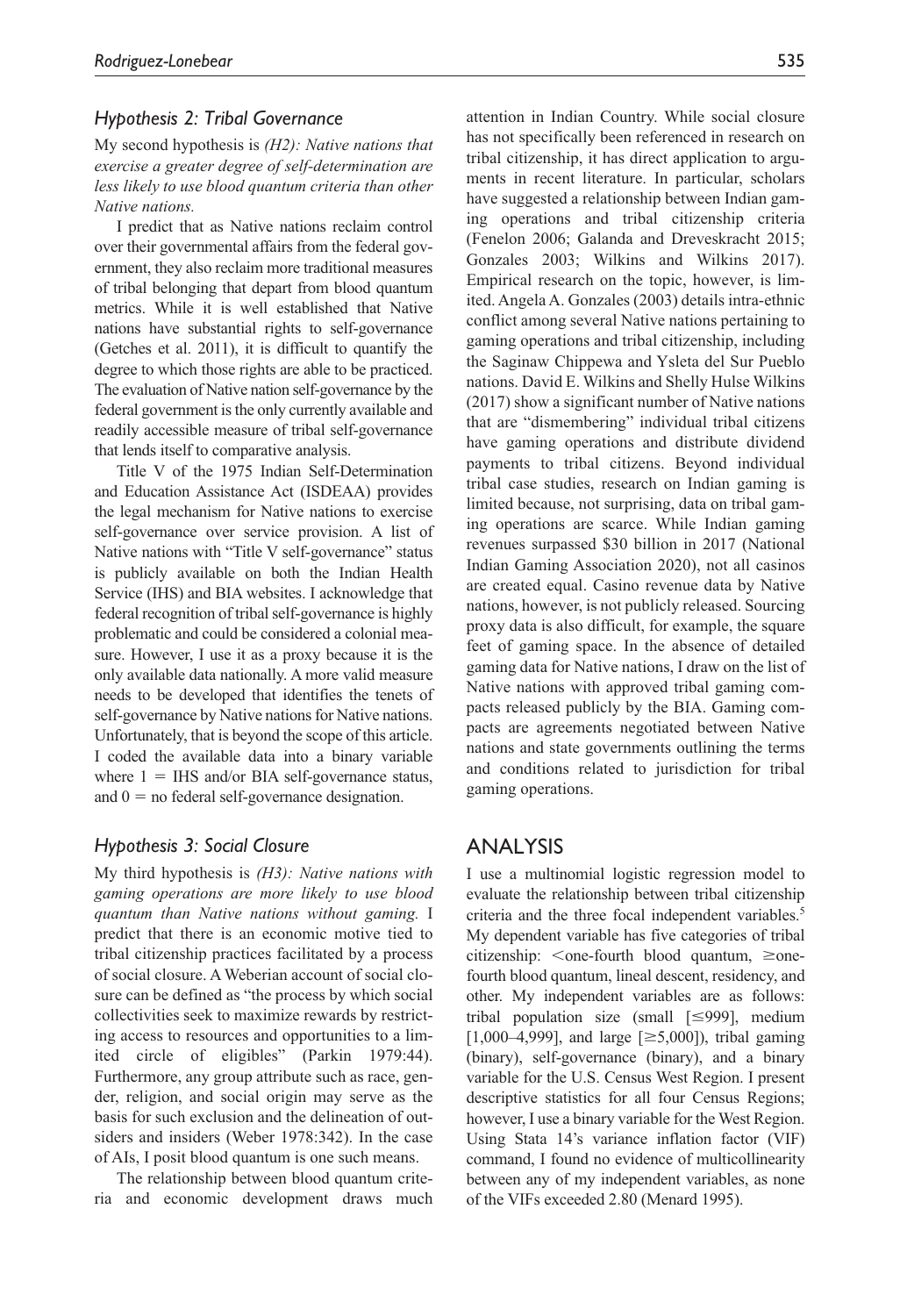### *Hypothesis 2: Tribal Governance*

My second hypothesis is *(H2): Native nations that exercise a greater degree of self-determination are less likely to use blood quantum criteria than other Native nations.*

I predict that as Native nations reclaim control over their governmental affairs from the federal government, they also reclaim more traditional measures of tribal belonging that depart from blood quantum metrics. While it is well established that Native nations have substantial rights to self-governance (Getches et al. 2011), it is difficult to quantify the degree to which those rights are able to be practiced. The evaluation of Native nation self-governance by the federal government is the only currently available and readily accessible measure of tribal self-governance that lends itself to comparative analysis.

Title V of the 1975 Indian Self-Determination and Education Assistance Act (ISDEAA) provides the legal mechanism for Native nations to exercise self-governance over service provision. A list of Native nations with "Title V self-governance" status is publicly available on both the Indian Health Service (IHS) and BIA websites. I acknowledge that federal recognition of tribal self-governance is highly problematic and could be considered a colonial measure. However, I use it as a proxy because it is the only available data nationally. A more valid measure needs to be developed that identifies the tenets of self-governance by Native nations for Native nations. Unfortunately, that is beyond the scope of this article. I coded the available data into a binary variable where 1 = IHS and/or BIA self-governance status, and 0 = no federal self-governance designation.

### *Hypothesis 3: Social Closure*

My third hypothesis is *(H3): Native nations with gaming operations are more likely to use blood quantum than Native nations without gaming.* I predict that there is an economic motive tied to tribal citizenship practices facilitated by a process of social closure. A Weberian account of social closure can be defined as "the process by which social collectivities seek to maximize rewards by restricting access to resources and opportunities to a limited circle of eligibles" (Parkin 1979:44). Furthermore, any group attribute such as race, gender, religion, and social origin may serve as the basis for such exclusion and the delineation of outsiders and insiders (Weber 1978:342). In the case of AIs, I posit blood quantum is one such means.

The relationship between blood quantum criteria and economic development draws much attention in Indian Country. While social closure has not specifically been referenced in research on tribal citizenship, it has direct application to arguments in recent literature. In particular, scholars have suggested a relationship between Indian gaming operations and tribal citizenship criteria (Fenelon 2006; Galanda and Dreveskracht 2015; Gonzales 2003; Wilkins and Wilkins 2017). Empirical research on the topic, however, is limited. Angela A. Gonzales (2003) details intra-ethnic conflict among several Native nations pertaining to gaming operations and tribal citizenship, including the Saginaw Chippewa and Ysleta del Sur Pueblo nations. David E. Wilkins and Shelly Hulse Wilkins (2017) show a significant number of Native nations that are "dismembering" individual tribal citizens have gaming operations and distribute dividend payments to tribal citizens. Beyond individual tribal case studies, research on Indian gaming is limited because, not surprising, data on tribal gaming operations are scarce. While Indian gaming revenues surpassed \$30 billion in 2017 (National Indian Gaming Association 2020), not all casinos are created equal. Casino revenue data by Native nations, however, is not publicly released. Sourcing proxy data is also difficult, for example, the square feet of gaming space. In the absence of detailed gaming data for Native nations, I draw on the list of Native nations with approved tribal gaming compacts released publicly by the BIA. Gaming compacts are agreements negotiated between Native nations and state governments outlining the terms and conditions related to jurisdiction for tribal gaming operations.

## ANALYSIS

I use a multinomial logistic regression model to evaluate the relationship between tribal citizenship criteria and the three focal independent variables.[5] My dependent variable has five categories of tribal citizenship: <one-fourth blood quantum, ≥one-fourth blood quantum, lineal descent, residency, and other. My independent variables are as follows: tribal population size (small [≤999], medium [1,000–4,999], and large [≥5,000]), tribal gaming (binary), self-governance (binary), and a binary variable for the U.S. Census West Region. I present descriptive statistics for all four Census Regions; however, I use a binary variable for the West Region. Using Stata 14's variance inflation factor (VIF) command, I found no evidence of multicollinearity between any of my independent variables, as none of the VIFs exceeded 2.80 (Menard 1995).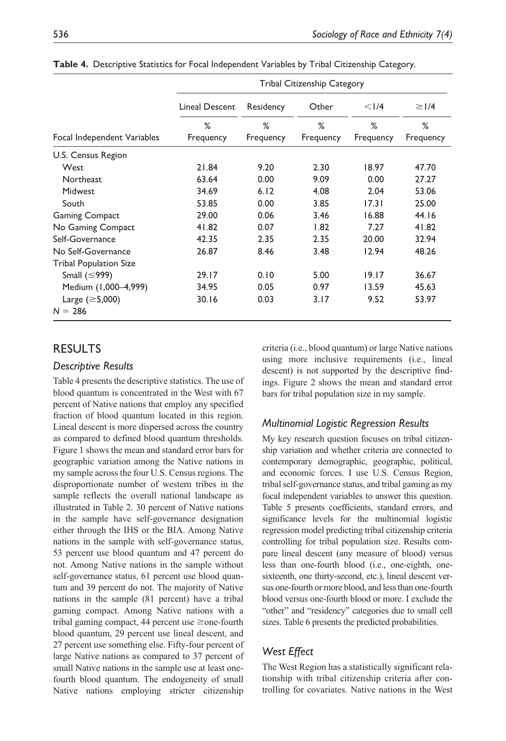**Table 4.** Descriptive Statistics for Focal Independent Variables by Tribal Citizenship Category.

| | Tribal Citizenship Category | | | | |
|---|---|---|---|---|---|
| | Lineal Descent | Residency | Other | <1/4 | ≥1/4 |
| Focal Independent Variables | % Frequency | % Frequency | % Frequency | % Frequency | % Frequency |
| U.S. Census Region | | | | | |
| West | 21.84 | 9.20 | 2.30 | 18.97 | 47.70 |
| Northeast | 63.64 | 0.00 | 9.09 | 0.00 | 27.27 |
| Midwest | 34.69 | 6.12 | 4.08 | 2.04 | 53.06 |
| South | 53.85 | 0.00 | 3.85 | 17.31 | 25.00 |
| Gaming Compact | 29.00 | 0.06 | 3.46 | 16.88 | 44.16 |
| No Gaming Compact | 41.82 | 0.07 | 1.82 | 7.27 | 41.82 |
| Self-Governance | 42.35 | 2.35 | 2.35 | 20.00 | 32.94 |
| No Self-Governance | 26.87 | 8.46 | 3.48 | 12.94 | 48.26 |
| Tribal Population Size | | | | | |
| Small (≤999) | 29.17 | 0.10 | 5.00 | 19.17 | 36.67 |
| Medium (1,000–4,999) | 34.95 | 0.05 | 0.97 | 13.59 | 45.63 |
| Large (≥5,000) | 30.16 | 0.03 | 3.17 | 9.52 | 53.97 |
| $N = 286$ | | | | | |

## RESULTS

### Descriptive Results

Table 4 presents the descriptive statistics. The use of blood quantum is concentrated in the West with 67 percent of Native nations that employ any specified fraction of blood quantum located in this region. Lineal descent is more dispersed across the country as compared to defined blood quantum thresholds. Figure 1 shows the mean and standard error bars for geographic variation among the Native nations in my sample across the four U.S. Census regions. The disproportionate number of western tribes in the sample reflects the overall national landscape as illustrated in Table 2. 30 percent of Native nations in the sample have self-governance designation either through the IHS or the BIA. Among Native nations in the sample with self-governance status, 53 percent use blood quantum and 47 percent do not. Among Native nations in the sample without self-governance status, 61 percent use blood quantum and 39 percent do not. The majority of Native nations in the sample (81 percent) have a tribal gaming compact. Among Native nations with a tribal gaming compact, 44 percent use ≥one-fourth blood quantum, 29 percent use lineal descent, and 27 percent use something else. Fifty-four percent of large Native nations as compared to 37 percent of small Native nations in the sample use at least one-fourth blood quantum. The endogeneity of small Native nations employing stricter citizenship criteria (i.e., blood quantum) or large Native nations using more inclusive requirements (i.e., lineal descent) is not supported by the descriptive findings. Figure 2 shows the mean and standard error bars for tribal population size in my sample.

### Multinomial Logistic Regression Results

My key research question focuses on tribal citizenship variation and whether criteria are connected to contemporary demographic, geographic, political, and economic forces. I use U.S. Census Region, tribal self-governance status, and tribal gaming as my focal independent variables to answer this question. Table 5 presents coefficients, standard errors, and significance levels for the multinomial logistic regression model predicting tribal citizenship criteria controlling for tribal population size. Results compare lineal descent (any measure of blood) versus less than one-fourth blood (i.e., one-eighth, one-sixteenth, one thirty-second, etc.), lineal descent versus one-fourth or more blood, and less than one-fourth blood versus one-fourth blood or more. I exclude the "other" and "residency" categories due to small cell sizes. Table 6 presents the predicted probabilities.

### West Effect

The West Region has a statistically significant relationship with tribal citizenship criteria after controlling for covariates. Native nations in the West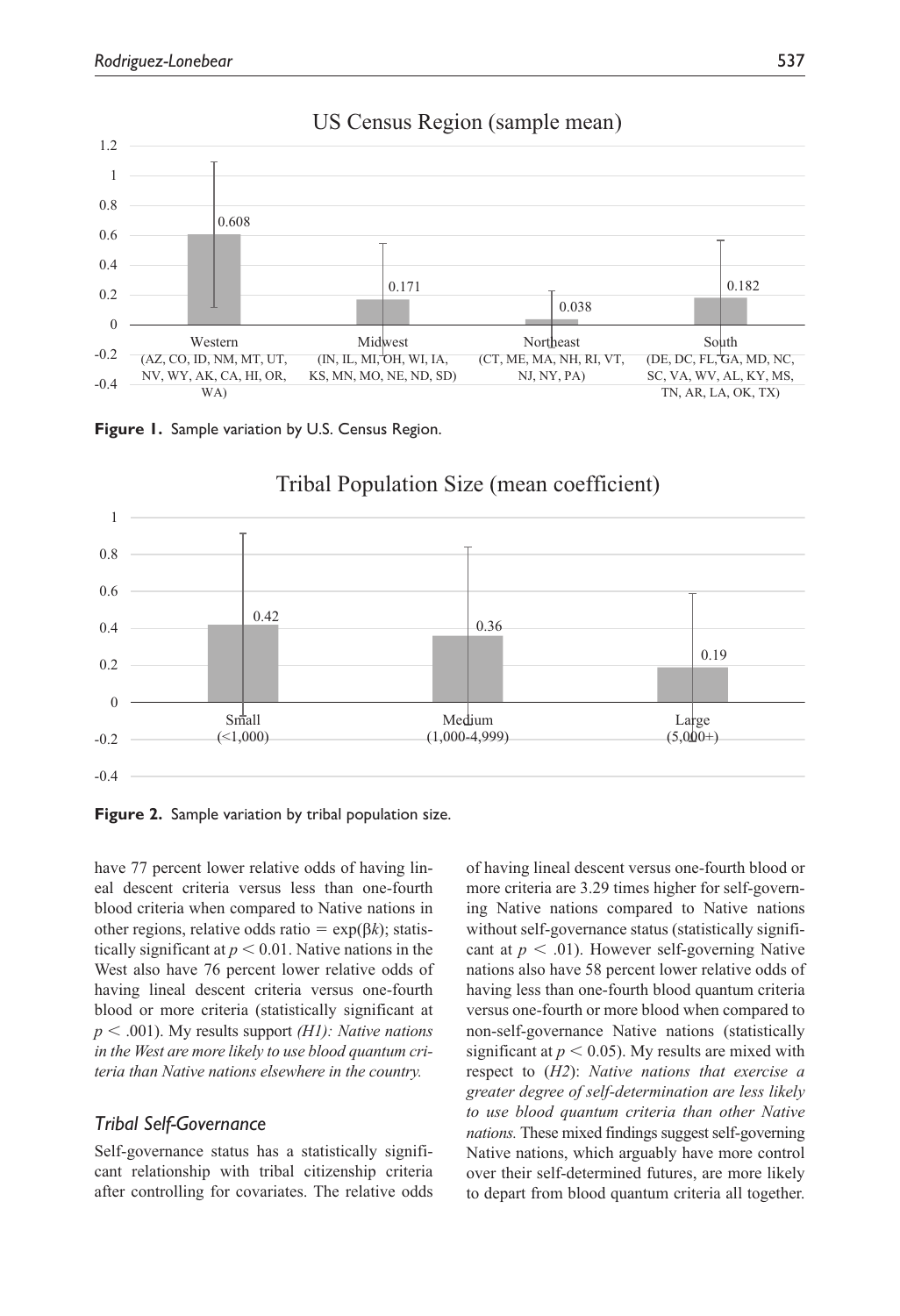**Figure 1.** Sample variation by U.S. Census Region.

**Figure 2.** Sample variation by tribal population size.

have 77 percent lower relative odds of having lineal descent criteria versus less than one-fourth blood criteria when compared to Native nations in other regions, relative odds ratio = exp($\beta k$); statistically significant at $p < 0.01$. Native nations in the West also have 76 percent lower relative odds of having lineal descent criteria versus one-fourth blood or more criteria (statistically significant at $p < .001$). My results support *(H1): Native nations in the West are more likely to use blood quantum criteria than Native nations elsewhere in the country.*

### *Tribal Self-Governance*

Self-governance status has a statistically significant relationship with tribal citizenship criteria after controlling for covariates. The relative odds of having lineal descent versus one-fourth blood or more criteria are 3.29 times higher for self-governing Native nations compared to Native nations without self-governance status (statistically significant at $p < .01$). However self-governing Native nations also have 58 percent lower relative odds of having less than one-fourth blood quantum criteria versus one-fourth or more blood when compared to non-self-governance Native nations (statistically significant at $p < 0.05$). My results are mixed with respect to (*H2*): *Native nations that exercise a greater degree of self-determination are less likely to use blood quantum criteria than other Native nations.* These mixed findings suggest self-governing Native nations, which arguably have more control over their self-determined futures, are more likely to depart from blood quantum criteria all together.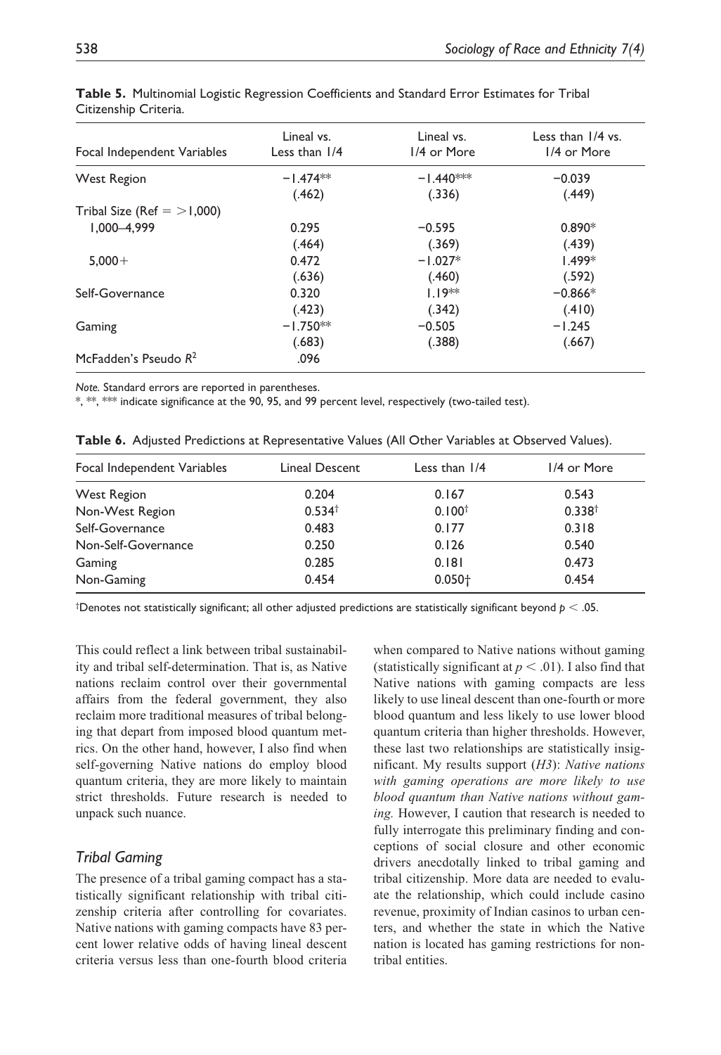**Table 5.** Multinomial Logistic Regression Coefficients and Standard Error Estimates for Tribal Citizenship Criteria.

| Focal Independent Variables | Lineal vs. Less than 1/4 | Lineal vs. 1/4 or More | Less than 1/4 vs. 1/4 or More |
|---|---|---|---|
| West Region | −1.474** | −1.440*** | −0.039 |
| | (.462) | (.336) | (.449) |
| Tribal Size (Ref = >1,000) | | | |
| 1,000–4,999 | 0.295 | −0.595 | 0.890* |
| | (.464) | (.369) | (.439) |
| 5,000+ | 0.472 | −1.027* | 1.499* |
| | (.636) | (.460) | (.592) |
| Self-Governance | 0.320 | 1.19** | −0.866* |
| | (.423) | (.342) | (.410) |
| Gaming | −1.750** | −0.505 | −1.245 |
| | (.683) | (.388) | (.667) |
| McFadden's Pseudo $R^2$ | .096 | | |

*Note.* Standard errors are reported in parentheses.

*, **, *** indicate significance at the 90, 95, and 99 percent level, respectively (two-tailed test).

**Table 6.** Adjusted Predictions at Representative Values (All Other Variables at Observed Values).

| Focal Independent Variables | Lineal Descent | Less than 1/4 | 1/4 or More |
|---|---|---|---|
| West Region | 0.204 | 0.167 | 0.543 |
| Non-West Region | 0.534† | 0.100† | 0.338† |
| Self-Governance | 0.483 | 0.177 | 0.318 |
| Non-Self-Governance | 0.250 | 0.126 | 0.540 |
| Gaming | 0.285 | 0.181 | 0.473 |
| Non-Gaming | 0.454 | 0.050† | 0.454 |

†Denotes not statistically significant; all other adjusted predictions are statistically significant beyond $p < .05$.

This could reflect a link between tribal sustainability and tribal self-determination. That is, as Native nations reclaim control over their governmental affairs from the federal government, they also reclaim more traditional measures of tribal belonging that depart from imposed blood quantum metrics. On the other hand, however, I also find when self-governing Native nations do employ blood quantum criteria, they are more likely to maintain strict thresholds. Future research is needed to unpack such nuance.

### Tribal Gaming

The presence of a tribal gaming compact has a statistically significant relationship with tribal citizenship criteria after controlling for covariates. Native nations with gaming compacts have 83 percent lower relative odds of having lineal descent criteria versus less than one-fourth blood criteria when compared to Native nations without gaming (statistically significant at $p < .01$). I also find that Native nations with gaming compacts are less likely to use lineal descent than one-fourth or more blood quantum and less likely to use lower blood quantum criteria than higher thresholds. However, these last two relationships are statistically insignificant. My results support (*H3*): *Native nations with gaming operations are more likely to use blood quantum than Native nations without gaming.* However, I caution that research is needed to fully interrogate this preliminary finding and conceptions of social closure and other economic drivers anecdotally linked to tribal gaming and tribal citizenship. More data are needed to evaluate the relationship, which could include casino revenue, proximity of Indian casinos to urban centers, and whether the state in which the Native nation is located has gaming restrictions for non-tribal entities.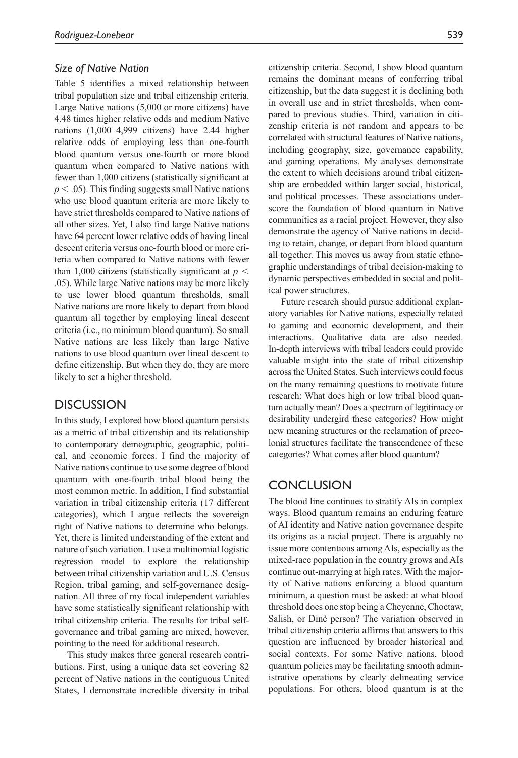### *Size of Native Nation*

Table 5 identifies a mixed relationship between tribal population size and tribal citizenship criteria. Large Native nations (5,000 or more citizens) have 4.48 times higher relative odds and medium Native nations (1,000–4,999 citizens) have 2.44 higher relative odds of employing less than one-fourth blood quantum versus one-fourth or more blood quantum when compared to Native nations with fewer than 1,000 citizens (statistically significant at $p < .05$). This finding suggests small Native nations who use blood quantum criteria are more likely to have strict thresholds compared to Native nations of all other sizes. Yet, I also find large Native nations have 64 percent lower relative odds of having lineal descent criteria versus one-fourth blood or more criteria when compared to Native nations with fewer than 1,000 citizens (statistically significant at $p < .05$). While large Native nations may be more likely to use lower blood quantum thresholds, small Native nations are more likely to depart from blood quantum all together by employing lineal descent criteria (i.e., no minimum blood quantum). So small Native nations are less likely than large Native nations to use blood quantum over lineal descent to define citizenship. But when they do, they are more likely to set a higher threshold.

## DISCUSSION

In this study, I explored how blood quantum persists as a metric of tribal citizenship and its relationship to contemporary demographic, geographic, political, and economic forces. I find the majority of Native nations continue to use some degree of blood quantum with one-fourth tribal blood being the most common metric. In addition, I find substantial variation in tribal citizenship criteria (17 different categories), which I argue reflects the sovereign right of Native nations to determine who belongs. Yet, there is limited understanding of the extent and nature of such variation. I use a multinomial logistic regression model to explore the relationship between tribal citizenship variation and U.S. Census Region, tribal gaming, and self-governance designation. All three of my focal independent variables have some statistically significant relationship with tribal citizenship criteria. The results for tribal self-governance and tribal gaming are mixed, however, pointing to the need for additional research.

This study makes three general research contributions. First, using a unique data set covering 82 percent of Native nations in the contiguous United States, I demonstrate incredible diversity in tribal citizenship criteria. Second, I show blood quantum remains the dominant means of conferring tribal citizenship, but the data suggest it is declining both in overall use and in strict thresholds, when compared to previous studies. Third, variation in citizenship criteria is not random and appears to be correlated with structural features of Native nations, including geography, size, governance capability, and gaming operations. My analyses demonstrate the extent to which decisions around tribal citizenship are embedded within larger social, historical, and political processes. These associations underscore the foundation of blood quantum in Native communities as a racial project. However, they also demonstrate the agency of Native nations in deciding to retain, change, or depart from blood quantum all together. This moves us away from static ethnographic understandings of tribal decision-making to dynamic perspectives embedded in social and political power structures.

Future research should pursue additional explanatory variables for Native nations, especially related to gaming and economic development, and their interactions. Qualitative data are also needed. In-depth interviews with tribal leaders could provide valuable insight into the state of tribal citizenship across the United States. Such interviews could focus on the many remaining questions to motivate future research: What does high or low tribal blood quantum actually mean? Does a spectrum of legitimacy or desirability undergird these categories? How might new meaning structures or the reclamation of precolonial structures facilitate the transcendence of these categories? What comes after blood quantum?

## CONCLUSION

The blood line continues to stratify AIs in complex ways. Blood quantum remains an enduring feature of AI identity and Native nation governance despite its origins as a racial project. There is arguably no issue more contentious among AIs, especially as the mixed-race population in the country grows and AIs continue out-marrying at high rates. With the majority of Native nations enforcing a blood quantum minimum, a question must be asked: at what blood threshold does one stop being a Cheyenne, Choctaw, Salish, or Dinè person? The variation observed in tribal citizenship criteria affirms that answers to this question are influenced by broader historical and social contexts. For some Native nations, blood quantum policies may be facilitating smooth administrative operations by clearly delineating service populations. For others, blood quantum is at the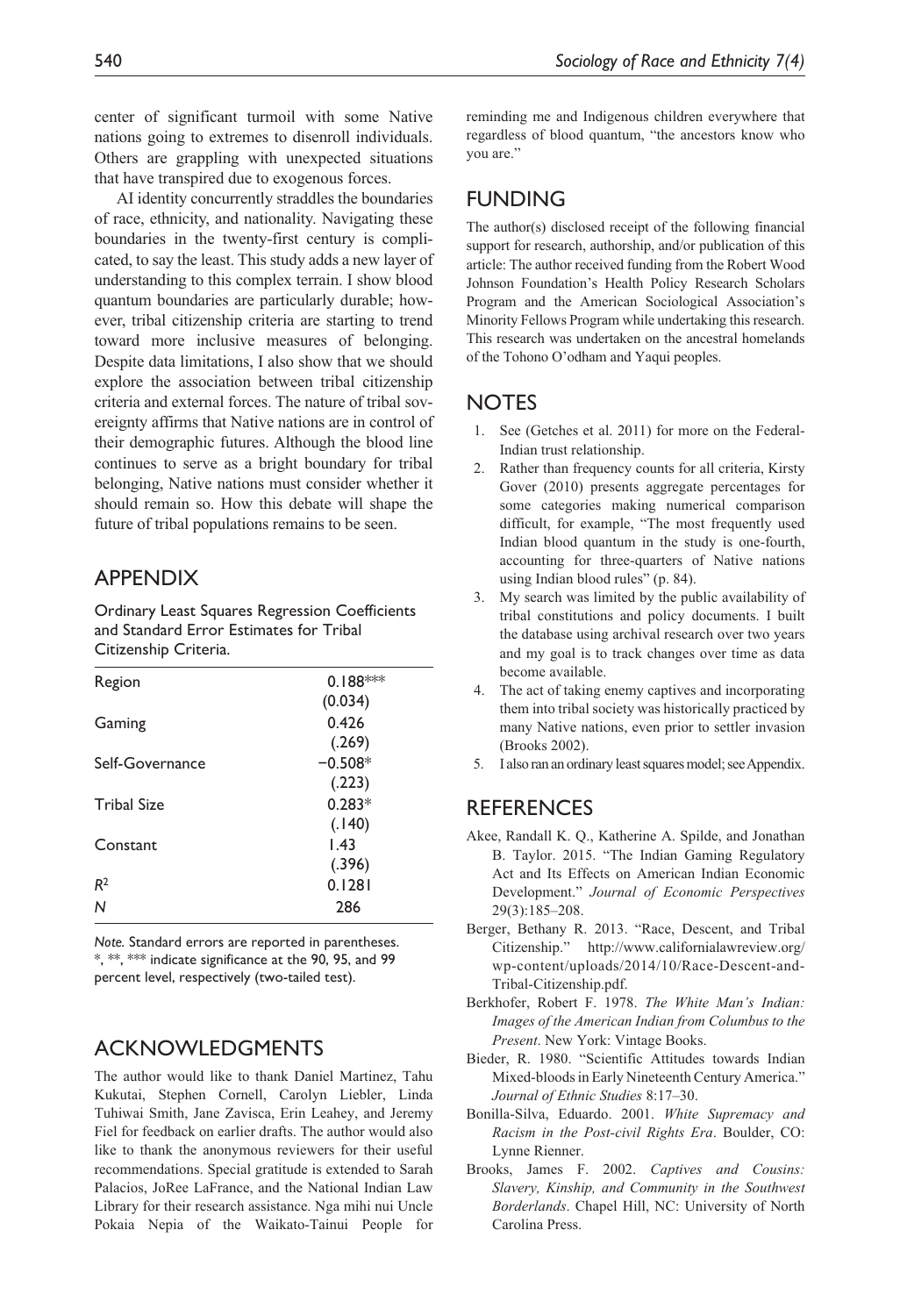center of significant turmoil with some Native nations going to extremes to disenroll individuals. Others are grappling with unexpected situations that have transpired due to exogenous forces.

AI identity concurrently straddles the boundaries of race, ethnicity, and nationality. Navigating these boundaries in the twenty-first century is complicated, to say the least. This study adds a new layer of understanding to this complex terrain. I show blood quantum boundaries are particularly durable; however, tribal citizenship criteria are starting to trend toward more inclusive measures of belonging. Despite data limitations, I also show that we should explore the association between tribal citizenship criteria and external forces. The nature of tribal sovereignty affirms that Native nations are in control of their demographic futures. Although the blood line continues to serve as a bright boundary for tribal belonging, Native nations must consider whether it should remain so. How this debate will shape the future of tribal populations remains to be seen.

## Appendix

Ordinary Least Squares Regression Coefficients and Standard Error Estimates for Tribal Citizenship Criteria.

| | |
|---|---|
| Region | 0.188*** |
| | (0.034) |
| Gaming | 0.426 |
| | (.269) |
| Self-Governance | −0.508* |
| | (.223) |
| Tribal Size | 0.283* |
| | (.140) |
| Constant | 1.43 |
| | (.396) |
| $R^2$ | 0.1281 |
| *N* | 286 |

*Note.* Standard errors are reported in parentheses. *, **, *** indicate significance at the 90, 95, and 99 percent level, respectively (two-tailed test).

## Acknowledgments

The author would like to thank Daniel Martinez, Tahu Kukutai, Stephen Cornell, Carolyn Liebler, Linda Tuhiwai Smith, Jane Zavisca, Erin Leahey, and Jeremy Fiel for feedback on earlier drafts. The author would also like to thank the anonymous reviewers for their useful recommendations. Special gratitude is extended to Sarah Palacios, JoRee LaFrance, and the National Indian Law Library for their research assistance. Nga mihi nui Uncle Pokaia Nepia of the Waikato-Tainui People for reminding me and Indigenous children everywhere that regardless of blood quantum, "the ancestors know who you are."

## Funding

The author(s) disclosed receipt of the following financial support for research, authorship, and/or publication of this article: The author received funding from the Robert Wood Johnson Foundation's Health Policy Research Scholars Program and the American Sociological Association's Minority Fellows Program while undertaking this research. This research was undertaken on the ancestral homelands of the Tohono O'odham and Yaqui peoples.

## Notes

1. See (Getches et al. 2011) for more on the Federal-Indian trust relationship.
2. Rather than frequency counts for all criteria, Kirsty Gover (2010) presents aggregate percentages for some categories making numerical comparison difficult, for example, "The most frequently used Indian blood quantum in the study is one-fourth, accounting for three-quarters of Native nations using Indian blood rules" (p. 84).
3. My search was limited by the public availability of tribal constitutions and policy documents. I built the database using archival research over two years and my goal is to track changes over time as data become available.
4. The act of taking enemy captives and incorporating them into tribal society was historically practiced by many Native nations, even prior to settler invasion (Brooks 2002).
5. I also ran an ordinary least squares model; see Appendix.

## References

Akee, Randall K. Q., Katherine A. Spilde, and Jonathan B. Taylor. 2015. "The Indian Gaming Regulatory Act and Its Effects on American Indian Economic Development." *Journal of Economic Perspectives* 29(3):185–208.

Berger, Bethany R. 2013. "Race, Descent, and Tribal Citizenship." http://www.californialawreview.org/wp-content/uploads/2014/10/Race-Descent-and-Tribal-Citizenship.pdf.

Berkhofer, Robert F. 1978. *The White Man's Indian: Images of the American Indian from Columbus to the Present*. New York: Vintage Books.

Bieder, R. 1980. "Scientific Attitudes towards Indian Mixed-bloods in Early Nineteenth Century America." *Journal of Ethnic Studies* 8:17–30.

Bonilla-Silva, Eduardo. 2001. *White Supremacy and Racism in the Post-civil Rights Era*. Boulder, CO: Lynne Rienner.

Brooks, James F. 2002. *Captives and Cousins: Slavery, Kinship, and Community in the Southwest Borderlands*. Chapel Hill, NC: University of North Carolina Press.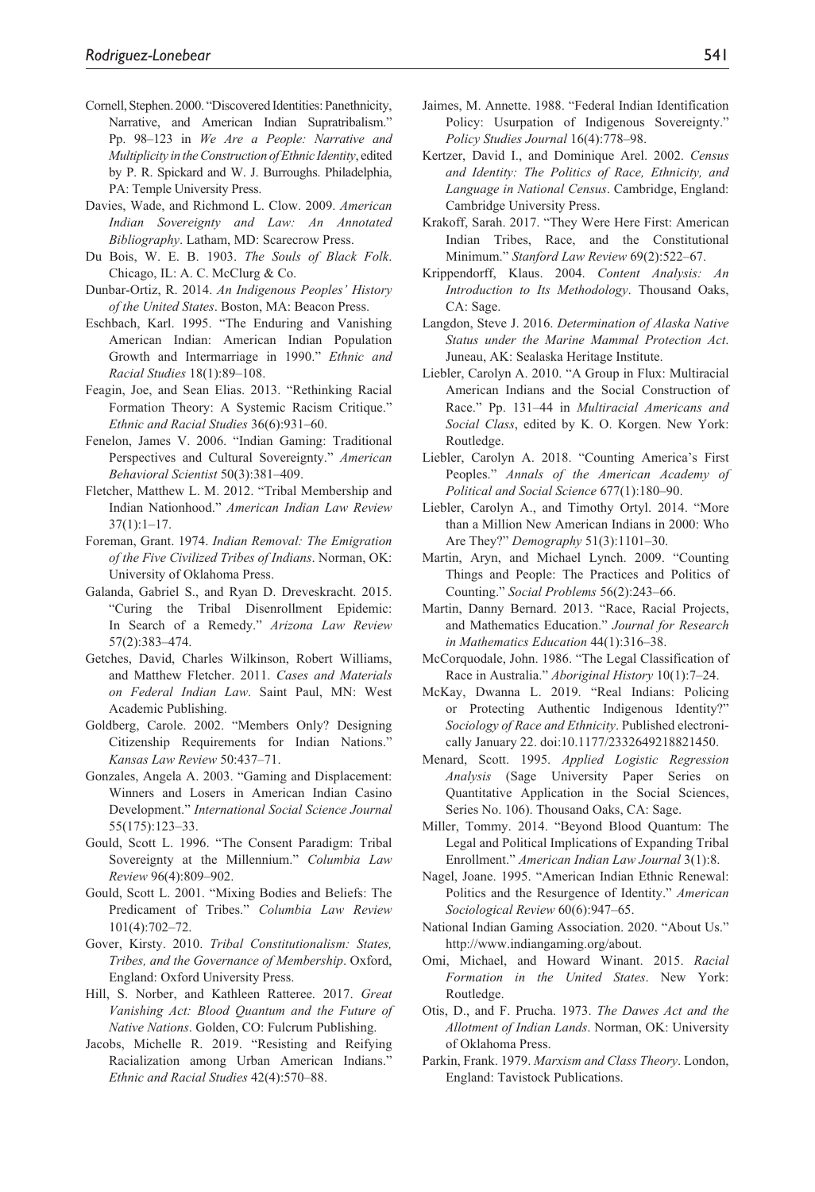Cornell, Stephen. 2000. "Discovered Identities: Panethnicity, Narrative, and American Indian Supratribalism." Pp. 98–123 in *We Are a People: Narrative and Multiplicity in the Construction of Ethnic Identity*, edited by P. R. Spickard and W. J. Burroughs. Philadelphia, PA: Temple University Press.

Davies, Wade, and Richmond L. Clow. 2009. *American Indian Sovereignty and Law: An Annotated Bibliography*. Latham, MD: Scarecrow Press.

Du Bois, W. E. B. 1903. *The Souls of Black Folk*. Chicago, IL: A. C. McClurg & Co.

Dunbar-Ortiz, R. 2014. *An Indigenous Peoples' History of the United States*. Boston, MA: Beacon Press.

Eschbach, Karl. 1995. "The Enduring and Vanishing American Indian: American Indian Population Growth and Intermarriage in 1990." *Ethnic and Racial Studies* 18(1):89–108.

Feagin, Joe, and Sean Elias. 2013. "Rethinking Racial Formation Theory: A Systemic Racism Critique." *Ethnic and Racial Studies* 36(6):931–60.

Fenelon, James V. 2006. "Indian Gaming: Traditional Perspectives and Cultural Sovereignty." *American Behavioral Scientist* 50(3):381–409.

Fletcher, Matthew L. M. 2012. "Tribal Membership and Indian Nationhood." *American Indian Law Review* 37(1):1–17.

Foreman, Grant. 1974. *Indian Removal: The Emigration of the Five Civilized Tribes of Indians*. Norman, OK: University of Oklahoma Press.

Galanda, Gabriel S., and Ryan D. Dreveskracht. 2015. "Curing the Tribal Disenrollment Epidemic: In Search of a Remedy." *Arizona Law Review* 57(2):383–474.

Getches, David, Charles Wilkinson, Robert Williams, and Matthew Fletcher. 2011. *Cases and Materials on Federal Indian Law*. Saint Paul, MN: West Academic Publishing.

Goldberg, Carole. 2002. "Members Only? Designing Citizenship Requirements for Indian Nations." *Kansas Law Review* 50:437–71.

Gonzales, Angela A. 2003. "Gaming and Displacement: Winners and Losers in American Indian Casino Development." *International Social Science Journal* 55(175):123–33.

Gould, Scott L. 1996. "The Consent Paradigm: Tribal Sovereignty at the Millennium." *Columbia Law Review* 96(4):809–902.

Gould, Scott L. 2001. "Mixing Bodies and Beliefs: The Predicament of Tribes." *Columbia Law Review* 101(4):702–72.

Gover, Kirsty. 2010. *Tribal Constitutionalism: States, Tribes, and the Governance of Membership*. Oxford, England: Oxford University Press.

Hill, S. Norber, and Kathleen Ratteree. 2017. *Great Vanishing Act: Blood Quantum and the Future of Native Nations*. Golden, CO: Fulcrum Publishing.

Jacobs, Michelle R. 2019. "Resisting and Reifying Racialization among Urban American Indians." *Ethnic and Racial Studies* 42(4):570–88.

Jaimes, M. Annette. 1988. "Federal Indian Identification Policy: Usurpation of Indigenous Sovereignty." *Policy Studies Journal* 16(4):778–98.

Kertzer, David I., and Dominique Arel. 2002. *Census and Identity: The Politics of Race, Ethnicity, and Language in National Census*. Cambridge, England: Cambridge University Press.

Krakoff, Sarah. 2017. "They Were Here First: American Indian Tribes, Race, and the Constitutional Minimum." *Stanford Law Review* 69(2):522–67.

Krippendorff, Klaus. 2004. *Content Analysis: An Introduction to Its Methodology*. Thousand Oaks, CA: Sage.

Langdon, Steve J. 2016. *Determination of Alaska Native Status under the Marine Mammal Protection Act*. Juneau, AK: Sealaska Heritage Institute.

Liebler, Carolyn A. 2010. "A Group in Flux: Multiracial American Indians and the Social Construction of Race." Pp. 131–44 in *Multiracial Americans and Social Class*, edited by K. O. Korgen. New York: Routledge.

Liebler, Carolyn A. 2018. "Counting America's First Peoples." *Annals of the American Academy of Political and Social Science* 677(1):180–90.

Liebler, Carolyn A., and Timothy Ortyl. 2014. "More than a Million New American Indians in 2000: Who Are They?" *Demography* 51(3):1101–30.

Martin, Aryn, and Michael Lynch. 2009. "Counting Things and People: The Practices and Politics of Counting." *Social Problems* 56(2):243–66.

Martin, Danny Bernard. 2013. "Race, Racial Projects, and Mathematics Education." *Journal for Research in Mathematics Education* 44(1):316–38.

McCorquodale, John. 1986. "The Legal Classification of Race in Australia." *Aboriginal History* 10(1):7–24.

McKay, Dwanna L. 2019. "Real Indians: Policing or Protecting Authentic Indigenous Identity?" *Sociology of Race and Ethnicity*. Published electronically January 22. doi:10.1177/2332649218821450.

Menard, Scott. 1995. *Applied Logistic Regression Analysis* (Sage University Paper Series on Quantitative Application in the Social Sciences, Series No. 106). Thousand Oaks, CA: Sage.

Miller, Tommy. 2014. "Beyond Blood Quantum: The Legal and Political Implications of Expanding Tribal Enrollment." *American Indian Law Journal* 3(1):8.

Nagel, Joane. 1995. "American Indian Ethnic Renewal: Politics and the Resurgence of Identity." *American Sociological Review* 60(6):947–65.

National Indian Gaming Association. 2020. "About Us." http://www.indiangaming.org/about.

Omi, Michael, and Howard Winant. 2015. *Racial Formation in the United States*. New York: Routledge.

Otis, D., and F. Prucha. 1973. *The Dawes Act and the Allotment of Indian Lands*. Norman, OK: University of Oklahoma Press.

Parkin, Frank. 1979. *Marxism and Class Theory*. London, England: Tavistock Publications.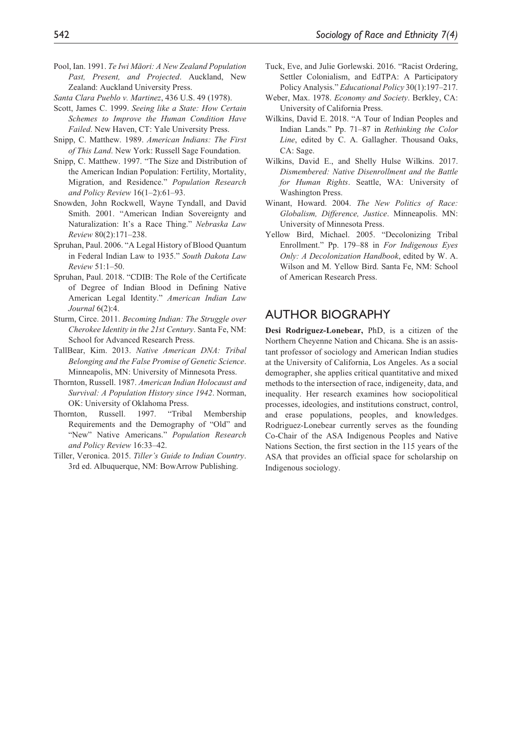Pool, Ian. 1991. *Te Iwi Māori: A New Zealand Population Past, Present, and Projected*. Auckland, New Zealand: Auckland University Press.

*Santa Clara Pueblo v. Martinez*, 436 U.S. 49 (1978).

Scott, James C. 1999. *Seeing like a State: How Certain Schemes to Improve the Human Condition Have Failed*. New Haven, CT: Yale University Press.

Snipp, C. Matthew. 1989. *American Indians: The First of This Land*. New York: Russell Sage Foundation.

Snipp, C. Matthew. 1997. "The Size and Distribution of the American Indian Population: Fertility, Mortality, Migration, and Residence." *Population Research and Policy Review* 16(1–2):61–93.

Snowden, John Rockwell, Wayne Tyndall, and David Smith. 2001. "American Indian Sovereignty and Naturalization: It's a Race Thing." *Nebraska Law Review* 80(2):171–238.

Spruhan, Paul. 2006. "A Legal History of Blood Quantum in Federal Indian Law to 1935." *South Dakota Law Review* 51:1–50.

Spruhan, Paul. 2018. "CDIB: The Role of the Certificate of Degree of Indian Blood in Defining Native American Legal Identity." *American Indian Law Journal* 6(2):4.

Sturm, Circe. 2011. *Becoming Indian: The Struggle over Cherokee Identity in the 21st Century*. Santa Fe, NM: School for Advanced Research Press.

TallBear, Kim. 2013. *Native American DNA: Tribal Belonging and the False Promise of Genetic Science*. Minneapolis, MN: University of Minnesota Press.

Thornton, Russell. 1987. *American Indian Holocaust and Survival: A Population History since 1942*. Norman, OK: University of Oklahoma Press.

Thornton, Russell. 1997. "Tribal Membership Requirements and the Demography of "Old" and "New" Native Americans." *Population Research and Policy Review* 16:33–42.

Tiller, Veronica. 2015. *Tiller's Guide to Indian Country*. 3rd ed. Albuquerque, NM: BowArrow Publishing.

Tuck, Eve, and Julie Gorlewski. 2016. "Racist Ordering, Settler Colonialism, and EdTPA: A Participatory Policy Analysis." *Educational Policy* 30(1):197–217.

Weber, Max. 1978. *Economy and Society*. Berkley, CA: University of California Press.

Wilkins, David E. 2018. "A Tour of Indian Peoples and Indian Lands." Pp. 71–87 in *Rethinking the Color Line*, edited by C. A. Gallagher. Thousand Oaks, CA: Sage.

Wilkins, David E., and Shelly Hulse Wilkins. 2017. *Dismembered: Native Disenrollment and the Battle for Human Rights*. Seattle, WA: University of Washington Press.

Winant, Howard. 2004. *The New Politics of Race: Globalism, Difference, Justice*. Minneapolis. MN: University of Minnesota Press.

Yellow Bird, Michael. 2005. "Decolonizing Tribal Enrollment." Pp. 179–88 in *For Indigenous Eyes Only: A Decolonization Handbook*, edited by W. A. Wilson and M. Yellow Bird. Santa Fe, NM: School of American Research Press.

## Author Biography

**Desi Rodriguez-Lonebear,** PhD, is a citizen of the Northern Cheyenne Nation and Chicana. She is an assistant professor of sociology and American Indian studies at the University of California, Los Angeles. As a social demographer, she applies critical quantitative and mixed methods to the intersection of race, indigeneity, data, and inequality. Her research examines how sociopolitical processes, ideologies, and institutions construct, control, and erase populations, peoples, and knowledges. Rodriguez-Lonebear currently serves as the founding Co-Chair of the ASA Indigenous Peoples and Native Nations Section, the first section in the 115 years of the ASA that provides an official space for scholarship on Indigenous sociology.